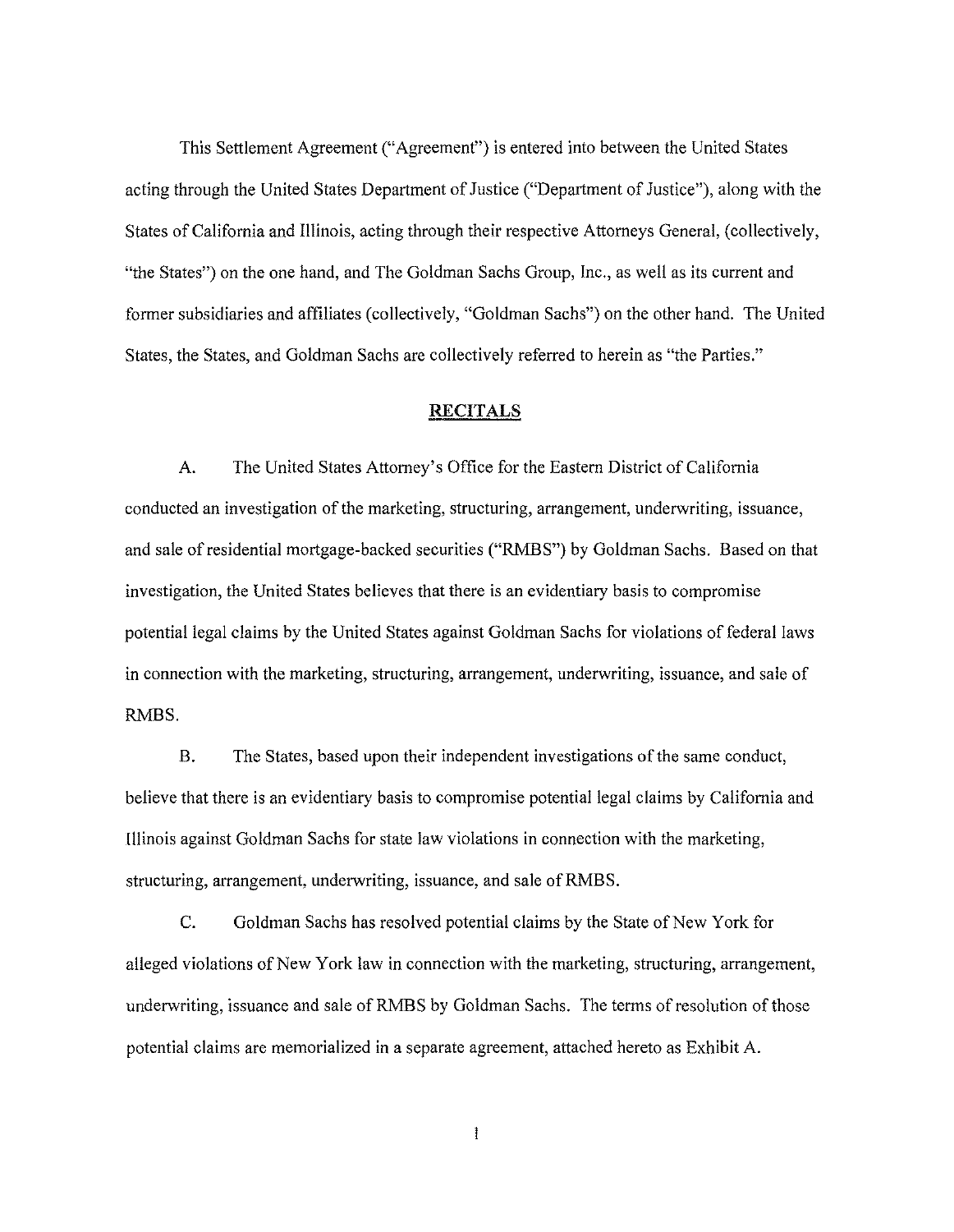This Settlement Agreement ("Agreement") is entered into between the United States acting through the United States Department of Justice ("Department of Justice"), along with the States of California and Illinois, acting through their respective Attorneys General, (collectively, "the States") on the one hand, and The Goldman Sachs Group, Inc., as well as its current and former subsidiaries and affiliates (collectively, "Goldman Sachs") on the other hand. The United States, the States, and Goldman Sachs are collectively referred to herein as "the Parties."

## RECITALS

A. The United States Attorney's Office for the Eastern District of California conducted an investigation of the marketing, structuring, arrangement, underwriting, issuance, and sale of residential mortgage-backed securities ("RMBS") by Goldman Sachs. Based on that investigation, the United States believes that there is an evidentiary basis to compromise potential legal claims by the United States against Goldman Sachs for violations of federal laws in connection with the marketing, structuring, arrangement, underwriting, issuance, and sale of RMBS.

B. The States, based upon their independent investigations of the same conduct, believe that there is an evidentiary basis to compromise potential legal claims by California and Illinois against Goldman Sachs for state law violations in connection with the marketing, structuring, arrangement, underwriting, issuance, and sale of RMBS.

C. Goldman Sachs has resolved potential claims by the State of New York for alleged violations of New York law in connection with the marketing, structuring, arrangement, underwriting, issuance and sale of RMBS by Goldman Sachs. The terms of resolution of those potential claims are memorialized in a separate agreement, attached hereto as Exhibit A.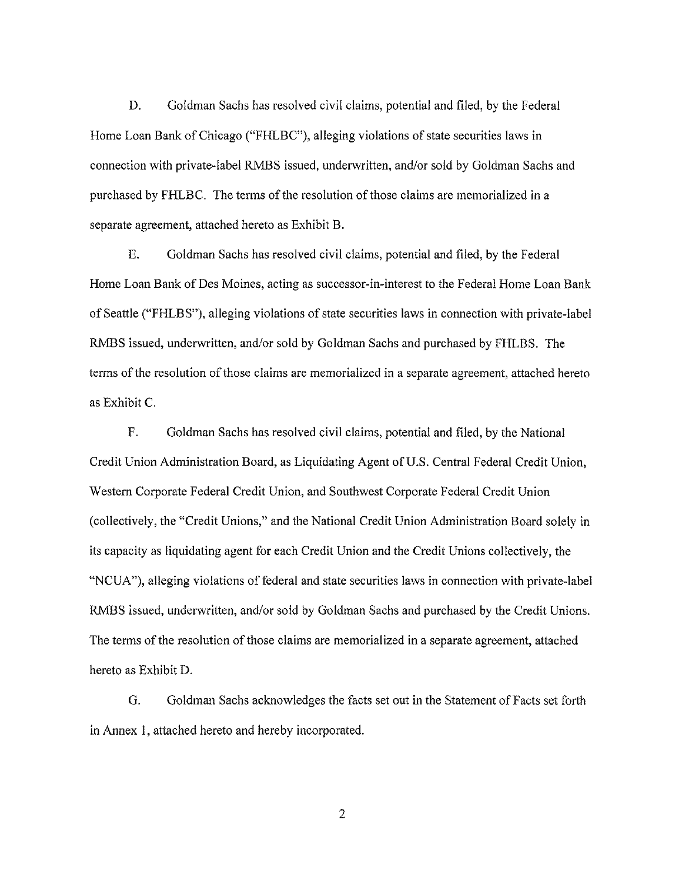D. Goldman Sachs has resolved civil claims, potential and filed, by the Federal Home Loan Bank of Chicago ("FHLBC"), alleging violations of state securities laws in connection with private-label RMBS issued, underwritten, and/or sold by Goldman Sachs and purchased by FHLBC. The terms of the resolution of those claims are memorialized in a separate agreement, attached hereto as Exhibit B.

E. Goldman Sachs has resolved civil claims, potential and filed, by the Federal Home Loan Bank of Des Moines, acting as successor-in-interest to the Federal Home Loan Bank of Seattle ("FHLBS"), alleging violations of state securities laws in connection with private-label RMBS issued, underwritten, and/or sold by Goldman Sachs and purchased by FHLBS. The terms of the resolution of those claims are memorialized in a separate agreement, attached hereto as Exhibit C.

F. Goldman Sachs has resolved civil claims, potential and filed, by the National Credit Union Administration Board, as Liquidating Agent of U.S. Central Federal Credit Union, Western Corporate Federal Credit Union, and Southwest Corporate Federal Credit Union (collectively, the "Credit Unions," and the National Credit Union Administration Board solely in its capacity as liquidating agent for each Credit Union and the Credit Unions collectively, the "NCUA"), alleging violations of federal and state securities laws in connection with private-label RMBS issued, underwritten, and/or sold by Goldman Sachs and purchased by the Credit Unions. The terms of the resolution of those claims are memorialized in a separate agreement, attached hereto as Exhibit D.

G. Goldman Sachs acknowledges the facts set out in the Statement of Facts set forth in Annex 1, attached hereto and hereby incorporated.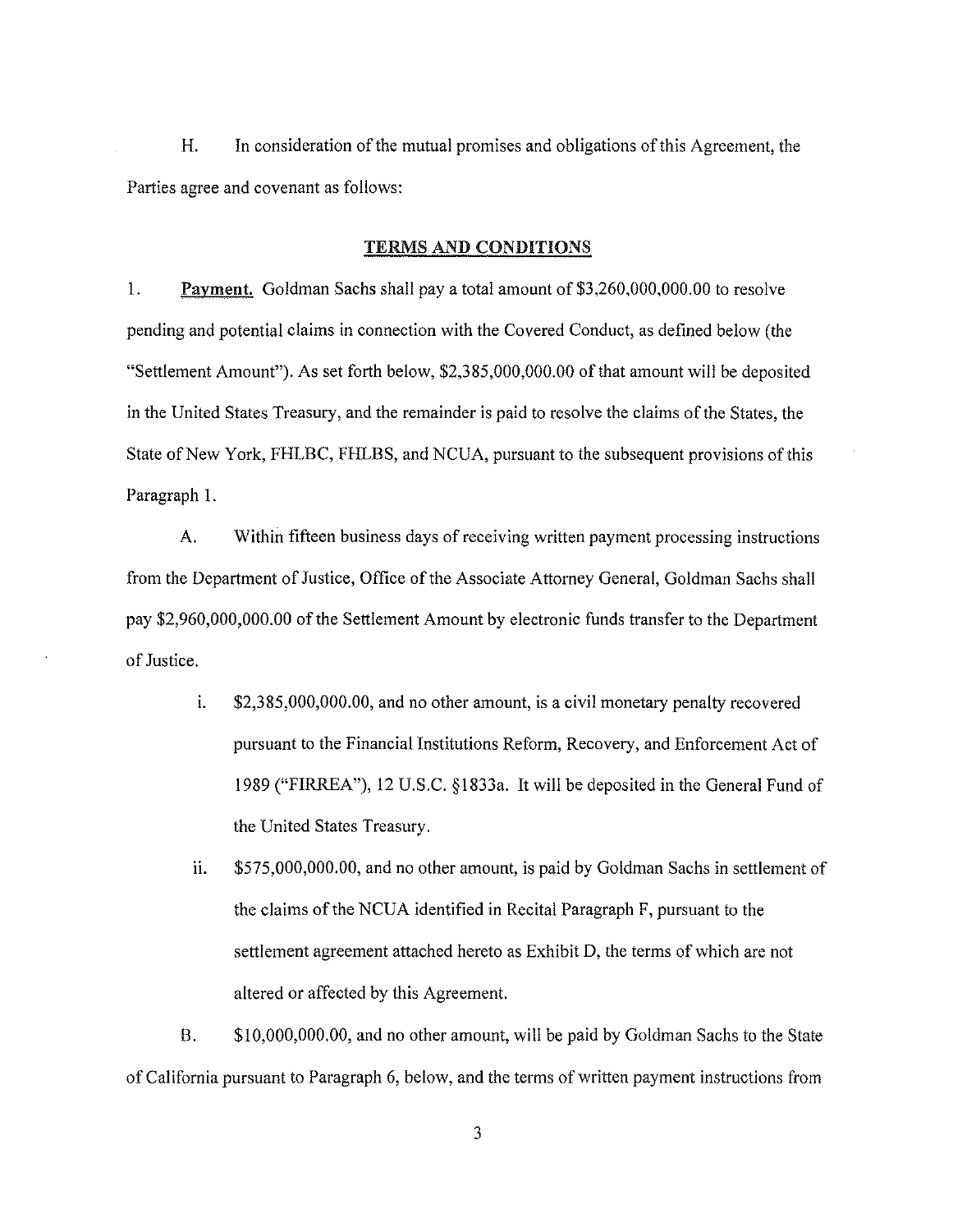H. In consideration of the mutual promises and obligations of this Agreement, the Parties agree and covenant as follows:

## TERMS AND CONDITIONS

1. **Payment.** Goldman Sachs shall pay a total amount of $3,260,000,000.00 to resolve pending and potential claims in connection with the Covered Conduct, as defined below (the "Settlement Amount"). As set forth below, $2,385,000,000.00 of that amount will be deposited in the United States Treasury, and the remainder is paid to resolve the claims of the States, the State of New York, FHLBC, FHLBS, and NCUA, pursuant to the subsequent provisions of this Paragraph 1.

A. Within fifteen business days of receiving written payment processing instructions from the Department of Justice, Office of the Associate Attorney General, Goldman Sachs shall pay $2,960,000,000.00 of the Settlement Amount by electronic funds transfer to the Department of Justice.

i. $2,385,000,000.00, and no other amount, is a civil monetary penalty recovered pursuant to the Financial Institutions Reform, Recovery, and Enforcement Act of 1989 ("FIRREA"), 12 U.S.C. §1833a. It will be deposited in the General Fund of the United States Treasury.

ii. $575,000,000.00, and no other amount, is paid by Goldman Sachs in settlement of the claims of the NCUA identified in Recital Paragraph F, pursuant to the settlement agreement attached hereto as Exhibit D, the terms of which are not altered or affected by this Agreement.

B. $10,000,000.00, and no other amount, will be paid by Goldman Sachs to the State of California pursuant to Paragraph 6, below, and the terms of written payment instructions from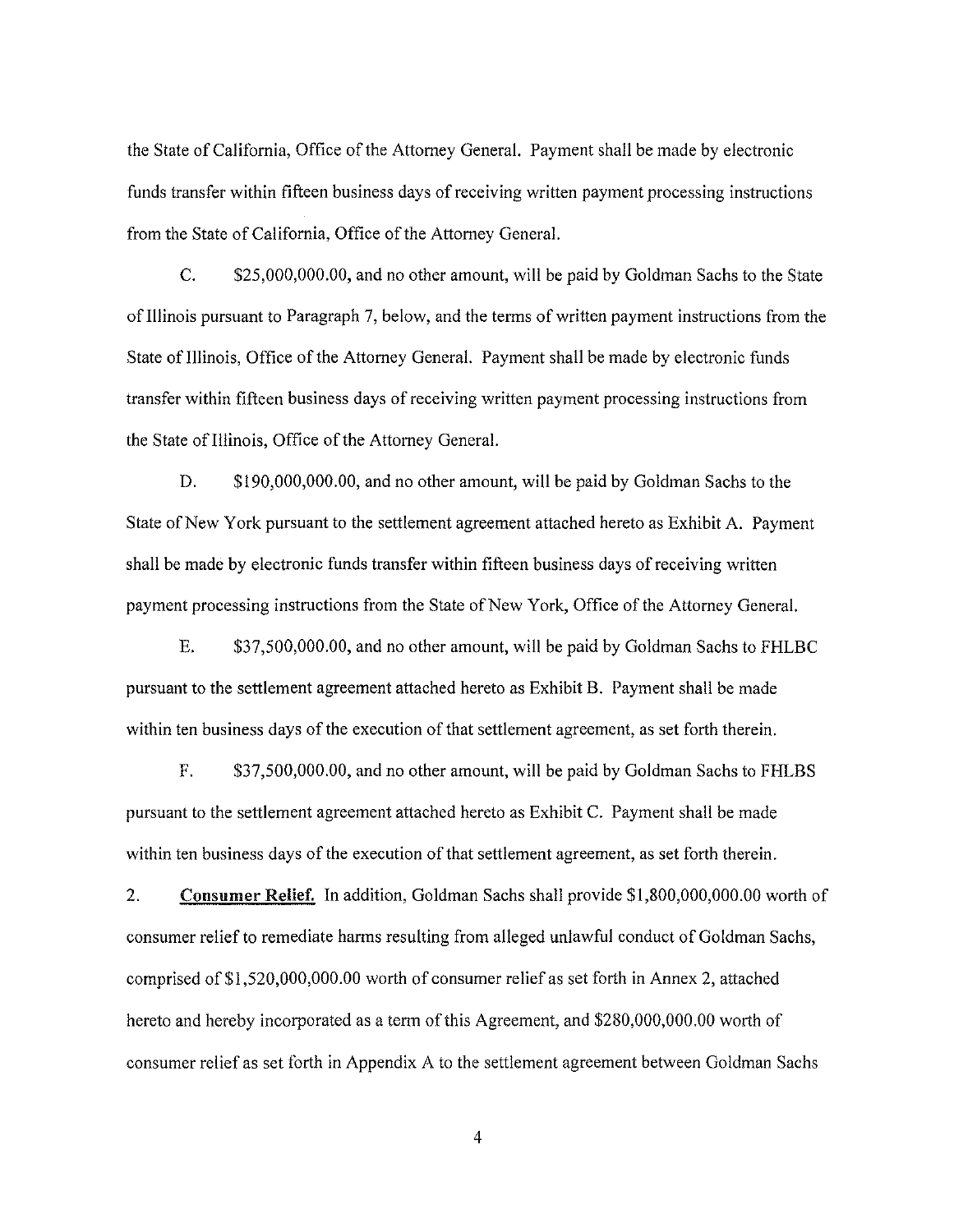the State of California, Office of the Attorney General. Payment shall be made by electronic funds transfer within fifteen business days of receiving written payment processing instructions from the State of California, Office of the Attorney General.

C. $25,000,000.00, and no other amount, will be paid by Goldman Sachs to the State of Illinois pursuant to Paragraph 7, below, and the terms of written payment instructions from the State of Illinois, Office of the Attorney General. Payment shall be made by electronic funds transfer within fifteen business days of receiving written payment processing instructions from the State of Illinois, Office of the Attorney General.

D. $190,000,000.00, and no other amount, will be paid by Goldman Sachs to the State of New York pursuant to the settlement agreement attached hereto as Exhibit A. Payment shall be made by electronic funds transfer within fifteen business days of receiving written payment processing instructions from the State of New York, Office of the Attorney General.

E. $37,500,000.00, and no other amount, will be paid by Goldman Sachs to FHLBC pursuant to the settlement agreement attached hereto as Exhibit B. Payment shall be made within ten business days of the execution of that settlement agreement, as set forth therein.

F. $37,500,000.00, and no other amount, will be paid by Goldman Sachs to FHLBS pursuant to the settlement agreement attached hereto as Exhibit C. Payment shall be made within ten business days of the execution of that settlement agreement, as set forth therein.

2. **Consumer Relief.** In addition, Goldman Sachs shall provide $1,800,000,000.00 worth of consumer relief to remediate harms resulting from alleged unlawful conduct of Goldman Sachs, comprised of $1,520,000,000.00 worth of consumer relief as set forth in Annex 2, attached hereto and hereby incorporated as a term of this Agreement, and $280,000,000.00 worth of consumer relief as set forth in Appendix A to the settlement agreement between Goldman Sachs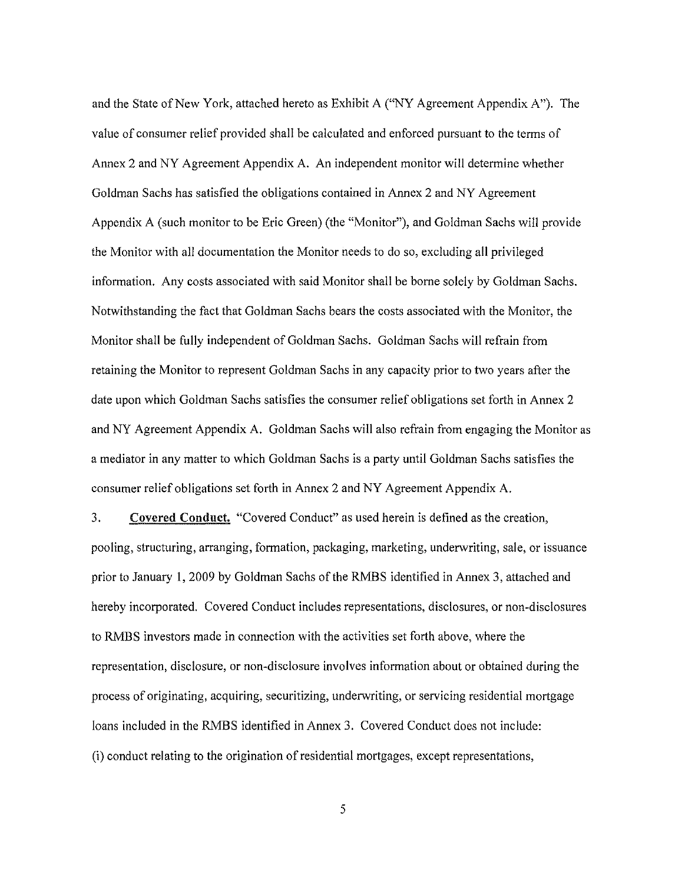and the State of New York, attached hereto as Exhibit A ("NY Agreement Appendix A"). The value of consumer relief provided shall be calculated and enforced pursuant to the terms of Annex 2 and NY Agreement Appendix A. An independent monitor will determine whether Goldman Sachs has satisfied the obligations contained in Annex 2 and NY Agreement Appendix A (such monitor to be Eric Green) (the "Monitor"), and Goldman Sachs will provide the Monitor with all documentation the Monitor needs to do so, excluding all privileged information. Any costs associated with said Monitor shall be borne solely by Goldman Sachs. Notwithstanding the fact that Goldman Sachs bears the costs associated with the Monitor, the Monitor shall be fully independent of Goldman Sachs. Goldman Sachs will refrain from retaining the Monitor to represent Goldman Sachs in any capacity prior to two years after the date upon which Goldman Sachs satisfies the consumer relief obligations set forth in Annex 2 and NY Agreement Appendix A. Goldman Sachs will also refrain from engaging the Monitor as a mediator in any matter to which Goldman Sachs is a party until Goldman Sachs satisfies the consumer relief obligations set forth in Annex 2 and NY Agreement Appendix A.

3. **Covered Conduct.** "Covered Conduct" as used herein is defined as the creation, pooling, structuring, arranging, formation, packaging, marketing, underwriting, sale, or issuance prior to January 1, 2009 by Goldman Sachs of the RMBS identified in Annex 3, attached and hereby incorporated. Covered Conduct includes representations, disclosures, or non-disclosures to RMBS investors made in connection with the activities set forth above, where the representation, disclosure, or non-disclosure involves information about or obtained during the process of originating, acquiring, securitizing, underwriting, or servicing residential mortgage loans included in the RMBS identified in Annex 3. Covered Conduct does not include: (i) conduct relating to the origination of residential mortgages, except representations,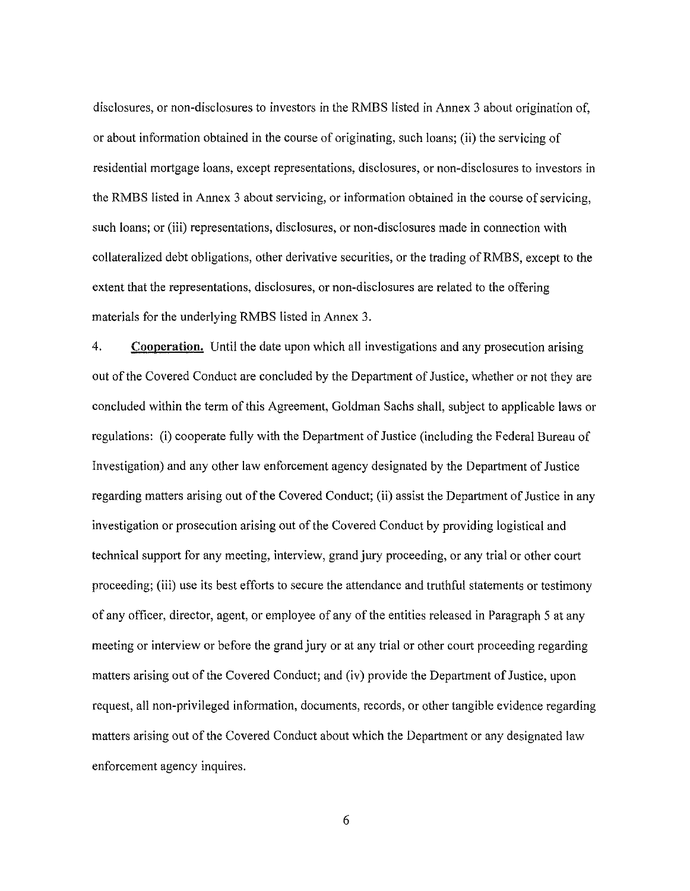disclosures, or non-disclosures to investors in the RMBS listed in Annex 3 about origination of, or about information obtained in the course of originating, such loans; (ii) the servicing of residential mortgage loans, except representations, disclosures, or non-disclosures to investors in the RMBS listed in Annex 3 about servicing, or information obtained in the course of servicing, such loans; or (iii) representations, disclosures, or non-disclosures made in connection with collateralized debt obligations, other derivative securities, or the trading of RMBS, except to the extent that the representations, disclosures, or non-disclosures are related to the offering materials for the underlying RMBS listed in Annex 3.

4. **Cooperation.** Until the date upon which all investigations and any prosecution arising out of the Covered Conduct are concluded by the Department of Justice, whether or not they are concluded within the term of this Agreement, Goldman Sachs shall, subject to applicable laws or regulations: (i) cooperate fully with the Department of Justice (including the Federal Bureau of Investigation) and any other law enforcement agency designated by the Department of Justice regarding matters arising out of the Covered Conduct; (ii) assist the Department of Justice in any investigation or prosecution arising out of the Covered Conduct by providing logistical and technical support for any meeting, interview, grand jury proceeding, or any trial or other court proceeding; (iii) use its best efforts to secure the attendance and truthful statements or testimony of any officer, director, agent, or employee of any of the entities released in Paragraph 5 at any meeting or interview or before the grand jury or at any trial or other court proceeding regarding matters arising out of the Covered Conduct; and (iv) provide the Department of Justice, upon request, all non-privileged information, documents, records, or other tangible evidence regarding matters arising out of the Covered Conduct about which the Department or any designated law enforcement agency inquires.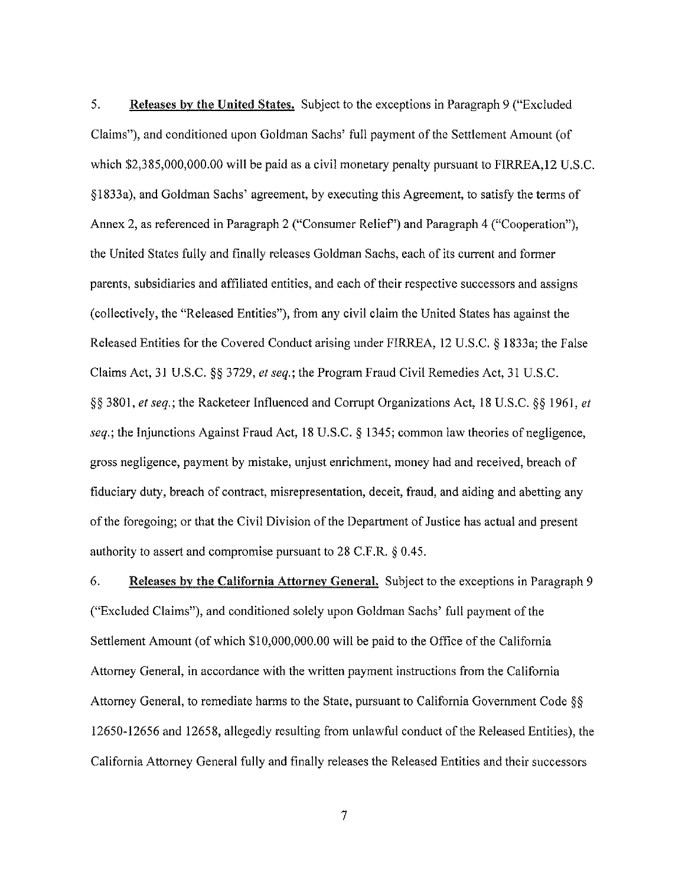5. **Releases by the United States.** Subject to the exceptions in Paragraph 9 ("Excluded Claims"), and conditioned upon Goldman Sachs' full payment of the Settlement Amount (of which $2,385,000,000.00 will be paid as a civil monetary penalty pursuant to FIRREA,12 U.S.C. §1833a), and Goldman Sachs' agreement, by executing this Agreement, to satisfy the terms of Annex 2, as referenced in Paragraph 2 ("Consumer Relief") and Paragraph 4 ("Cooperation"), the United States fully and finally releases Goldman Sachs, each of its current and former parents, subsidiaries and affiliated entities, and each of their respective successors and assigns (collectively, the "Released Entities"), from any civil claim the United States has against the Released Entities for the Covered Conduct arising under FIRREA, 12 U.S.C. § 1833a; the False Claims Act, 31 U.S.C. §§ 3729, *et seq.*; the Program Fraud Civil Remedies Act, 31 U.S.C. §§ 3801, *et seq.*; the Racketeer Influenced and Corrupt Organizations Act, 18 U.S.C. §§ 1961, *et seq.*; the Injunctions Against Fraud Act, 18 U.S.C. § 1345; common law theories of negligence, gross negligence, payment by mistake, unjust enrichment, money had and received, breach of fiduciary duty, breach of contract, misrepresentation, deceit, fraud, and aiding and abetting any of the foregoing; or that the Civil Division of the Department of Justice has actual and present authority to assert and compromise pursuant to 28 C.F.R. § 0.45.

6. **Releases by the California Attorney General.** Subject to the exceptions in Paragraph 9 ("Excluded Claims"), and conditioned solely upon Goldman Sachs' full payment of the Settlement Amount (of which $10,000,000.00 will be paid to the Office of the California Attorney General, in accordance with the written payment instructions from the California Attorney General, to remediate harms to the State, pursuant to California Government Code §§ 12650-12656 and 12658, allegedly resulting from unlawful conduct of the Released Entities), the California Attorney General fully and finally releases the Released Entities and their successors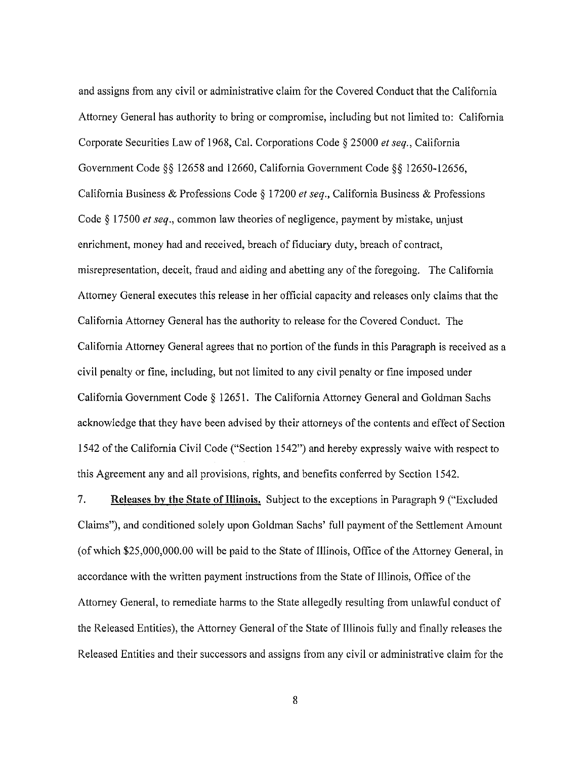and assigns from any civil or administrative claim for the Covered Conduct that the California Attorney General has authority to bring or compromise, including but not limited to: California Corporate Securities Law of 1968, Cal. Corporations Code § 25000 *et seq.*, California Government Code §§ 12658 and 12660, California Government Code §§ 12650-12656, California Business & Professions Code § 17200 *et seq.*, California Business & Professions Code § 17500 *et seq.*, common law theories of negligence, payment by mistake, unjust enrichment, money had and received, breach of fiduciary duty, breach of contract, misrepresentation, deceit, fraud and aiding and abetting any of the foregoing. The California Attorney General executes this release in her official capacity and releases only claims that the California Attorney General has the authority to release for the Covered Conduct. The California Attorney General agrees that no portion of the funds in this Paragraph is received as a civil penalty or fine, including, but not limited to any civil penalty or fine imposed under California Government Code § 12651. The California Attorney General and Goldman Sachs acknowledge that they have been advised by their attorneys of the contents and effect of Section 1542 of the California Civil Code ("Section 1542") and hereby expressly waive with respect to this Agreement any and all provisions, rights, and benefits conferred by Section 1542.

7. **Releases by the State of Illinois.** Subject to the exceptions in Paragraph 9 ("Excluded Claims"), and conditioned solely upon Goldman Sachs' full payment of the Settlement Amount (of which $25,000,000.00 will be paid to the State of Illinois, Office of the Attorney General, in accordance with the written payment instructions from the State of Illinois, Office of the Attorney General, to remediate harms to the State allegedly resulting from unlawful conduct of the Released Entities), the Attorney General of the State of Illinois fully and finally releases the Released Entities and their successors and assigns from any civil or administrative claim for the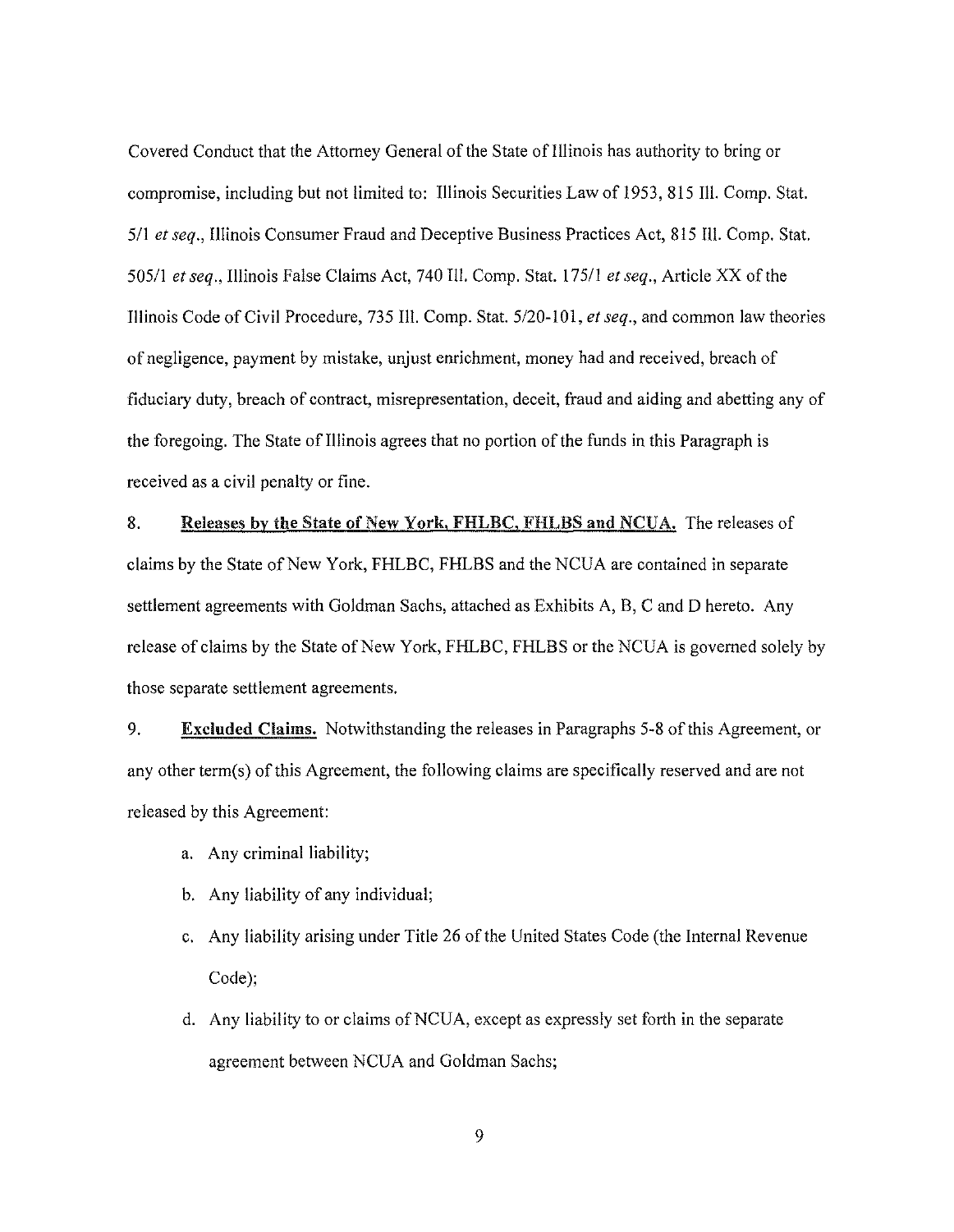Covered Conduct that the Attorney General of the State of Illinois has authority to bring or compromise, including but not limited to: Illinois Securities Law of 1953, 815 Ill. Comp. Stat. 5/1 *et seq*., Illinois Consumer Fraud and Deceptive Business Practices Act, 815 Ill. Comp. Stat. 505/1 *et seq*., Illinois False Claims Act, 740 Ill. Comp. Stat. 175/1 *et seq*., Article XX of the Illinois Code of Civil Procedure, 735 Ill. Comp. Stat. 5/20-101, *et seq*., and common law theories of negligence, payment by mistake, unjust enrichment, money had and received, breach of fiduciary duty, breach of contract, misrepresentation, deceit, fraud and aiding and abetting any of the foregoing. The State of Illinois agrees that no portion of the funds in this Paragraph is received as a civil penalty or fine.

8. **Releases by the State of New York, FHLBC, FHLBS and NCUA.** The releases of claims by the State of New York, FHLBC, FHLBS and the NCUA are contained in separate settlement agreements with Goldman Sachs, attached as Exhibits A, B, C and D hereto. Any release of claims by the State of New York, FHLBC, FHLBS or the NCUA is governed solely by those separate settlement agreements.

9. **Excluded Claims.** Notwithstanding the releases in Paragraphs 5-8 of this Agreement, or any other term(s) of this Agreement, the following claims are specifically reserved and are not released by this Agreement:

   a. Any criminal liability;

   b. Any liability of any individual;

   c. Any liability arising under Title 26 of the United States Code (the Internal Revenue Code);

   d. Any liability to or claims of NCUA, except as expressly set forth in the separate agreement between NCUA and Goldman Sachs;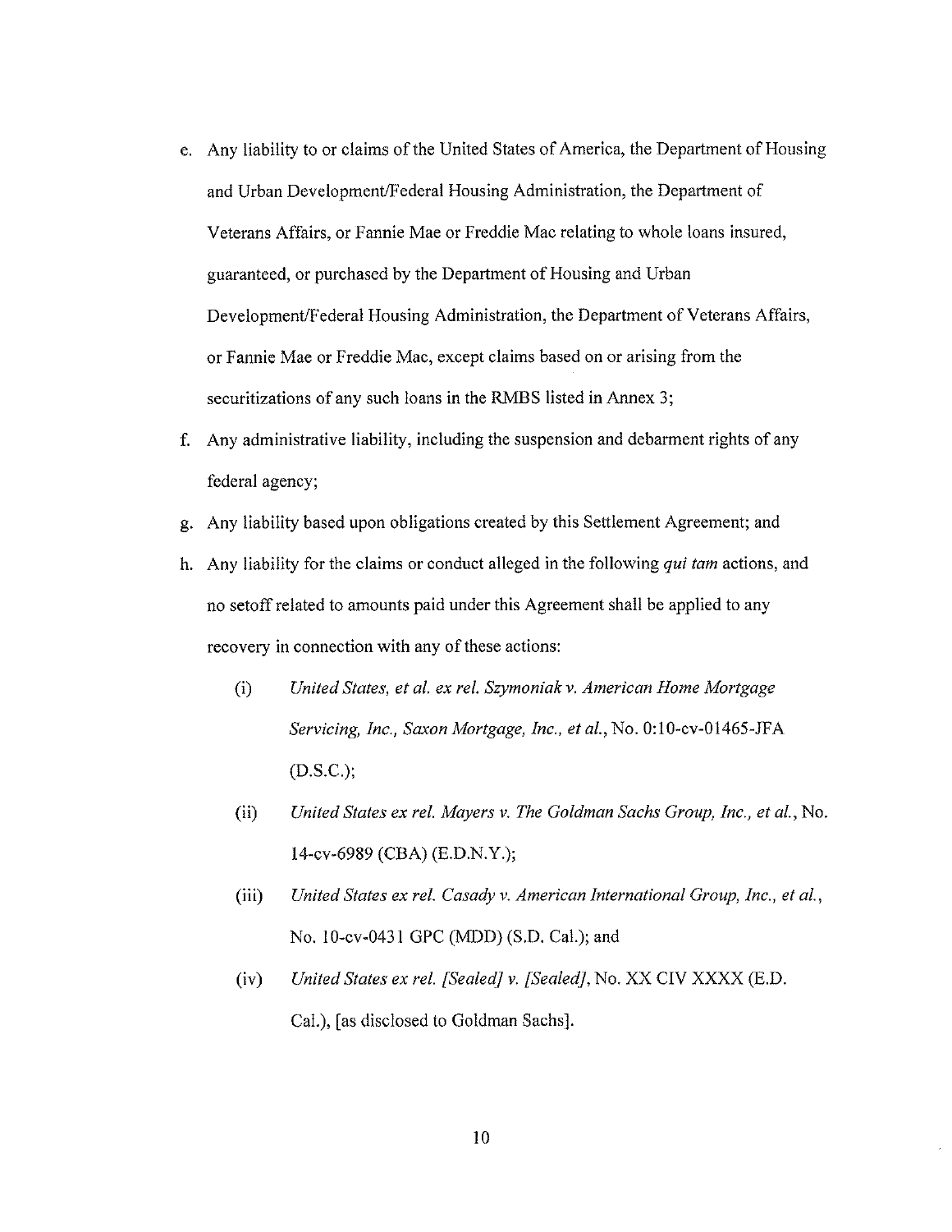e. Any liability to or claims of the United States of America, the Department of Housing and Urban Development/Federal Housing Administration, the Department of Veterans Affairs, or Fannie Mae or Freddie Mac relating to whole loans insured, guaranteed, or purchased by the Department of Housing and Urban Development/Federal Housing Administration, the Department of Veterans Affairs, or Fannie Mae or Freddie Mac, except claims based on or arising from the securitizations of any such loans in the RMBS listed in Annex 3;

f. Any administrative liability, including the suspension and debarment rights of any federal agency;

g. Any liability based upon obligations created by this Settlement Agreement; and

h. Any liability for the claims or conduct alleged in the following *qui tam* actions, and no setoff related to amounts paid under this Agreement shall be applied to any recovery in connection with any of these actions:

   (i) *United States, et al. ex rel. Szymoniak v. American Home Mortgage Servicing, Inc., Saxon Mortgage, Inc., et al.*, No. 0:10-cv-01465-JFA (D.S.C.);

   (ii) *United States ex rel. Mayers v. The Goldman Sachs Group, Inc., et al.*, No. 14-cv-6989 (CBA) (E.D.N.Y.);

   (iii) *United States ex rel. Casady v. American International Group, Inc., et al.*, No. 10-cv-0431 GPC (MDD) (S.D. Cal.); and

   (iv) *United States ex rel. [Sealed] v. [Sealed]*, No. XX CIV XXXX (E.D. Cal.), [as disclosed to Goldman Sachs].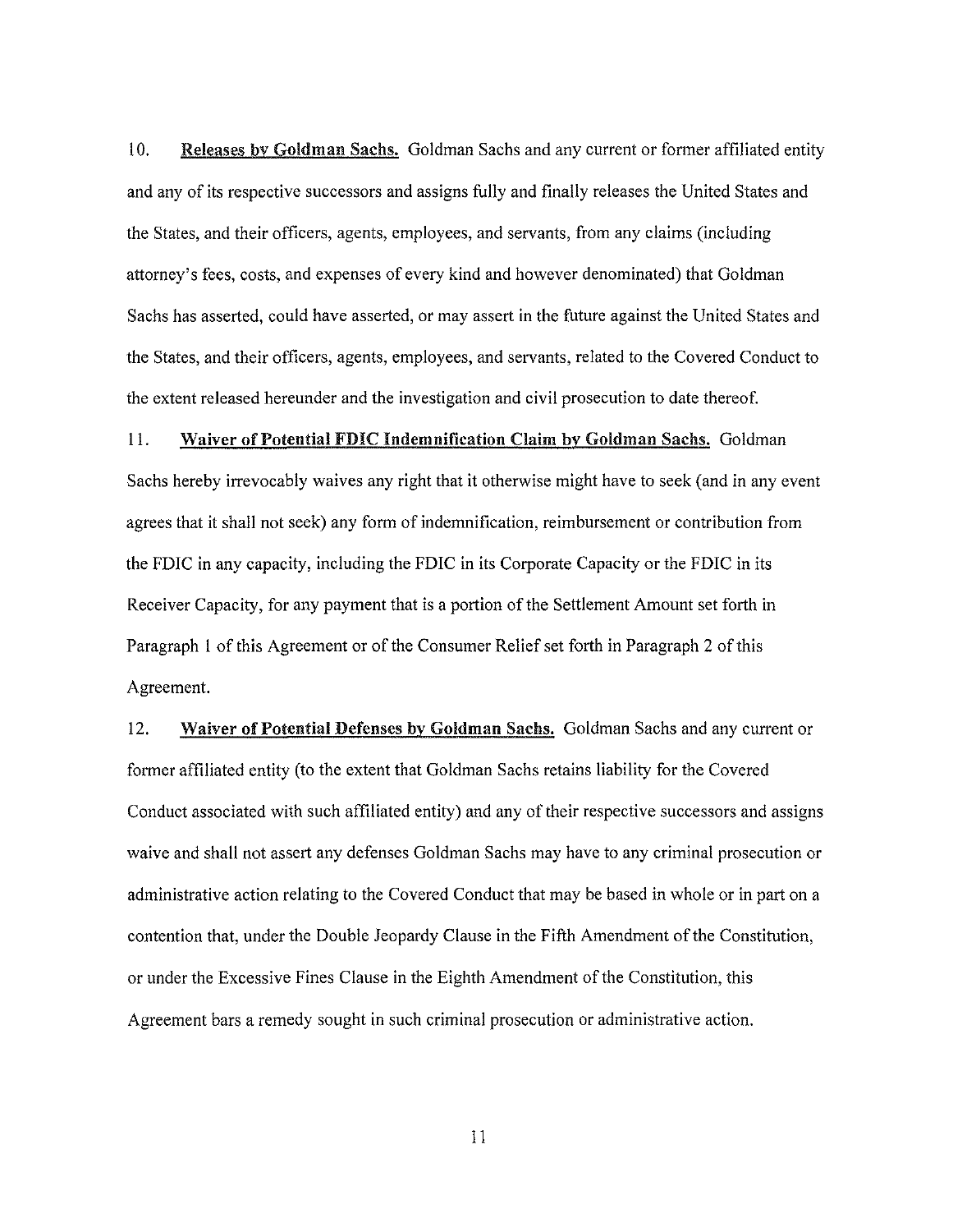10. **Releases by Goldman Sachs.** Goldman Sachs and any current or former affiliated entity and any of its respective successors and assigns fully and finally releases the United States and the States, and their officers, agents, employees, and servants, from any claims (including attorney's fees, costs, and expenses of every kind and however denominated) that Goldman Sachs has asserted, could have asserted, or may assert in the future against the United States and the States, and their officers, agents, employees, and servants, related to the Covered Conduct to the extent released hereunder and the investigation and civil prosecution to date thereof.

11. **Waiver of Potential FDIC Indemnification Claim by Goldman Sachs.** Goldman Sachs hereby irrevocably waives any right that it otherwise might have to seek (and in any event agrees that it shall not seek) any form of indemnification, reimbursement or contribution from the FDIC in any capacity, including the FDIC in its Corporate Capacity or the FDIC in its Receiver Capacity, for any payment that is a portion of the Settlement Amount set forth in Paragraph 1 of this Agreement or of the Consumer Relief set forth in Paragraph 2 of this Agreement.

12. **Waiver of Potential Defenses by Goldman Sachs.** Goldman Sachs and any current or former affiliated entity (to the extent that Goldman Sachs retains liability for the Covered Conduct associated with such affiliated entity) and any of their respective successors and assigns waive and shall not assert any defenses Goldman Sachs may have to any criminal prosecution or administrative action relating to the Covered Conduct that may be based in whole or in part on a contention that, under the Double Jeopardy Clause in the Fifth Amendment of the Constitution, or under the Excessive Fines Clause in the Eighth Amendment of the Constitution, this Agreement bars a remedy sought in such criminal prosecution or administrative action.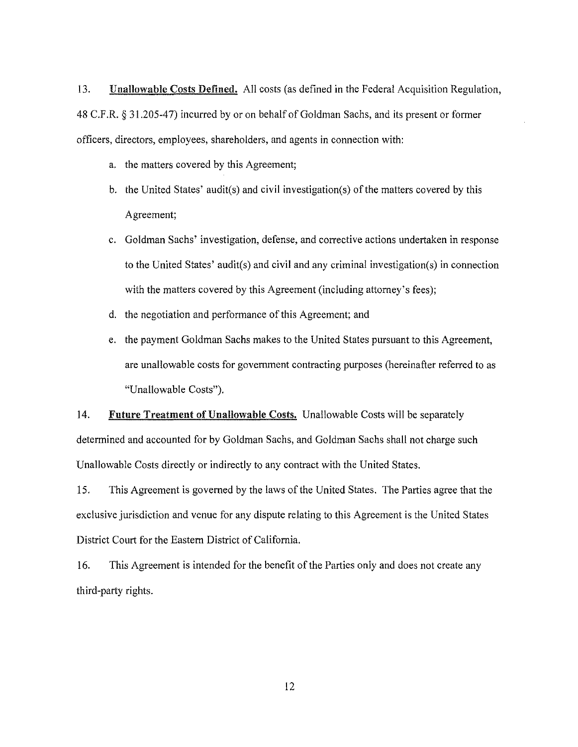13. **Unallowable Costs Defined.** All costs (as defined in the Federal Acquisition Regulation, 48 C.F.R. § 31.205-47) incurred by or on behalf of Goldman Sachs, and its present or former officers, directors, employees, shareholders, and agents in connection with:

   a. the matters covered by this Agreement;

   b. the United States' audit(s) and civil investigation(s) of the matters covered by this Agreement;

   c. Goldman Sachs' investigation, defense, and corrective actions undertaken in response to the United States' audit(s) and civil and any criminal investigation(s) in connection with the matters covered by this Agreement (including attorney's fees);

   d. the negotiation and performance of this Agreement; and

   e. the payment Goldman Sachs makes to the United States pursuant to this Agreement,

   are unallowable costs for government contracting purposes (hereinafter referred to as "Unallowable Costs").

14. **Future Treatment of Unallowable Costs.** Unallowable Costs will be separately determined and accounted for by Goldman Sachs, and Goldman Sachs shall not charge such Unallowable Costs directly or indirectly to any contract with the United States.

15. This Agreement is governed by the laws of the United States. The Parties agree that the exclusive jurisdiction and venue for any dispute relating to this Agreement is the United States District Court for the Eastern District of California.

16. This Agreement is intended for the benefit of the Parties only and does not create any third-party rights.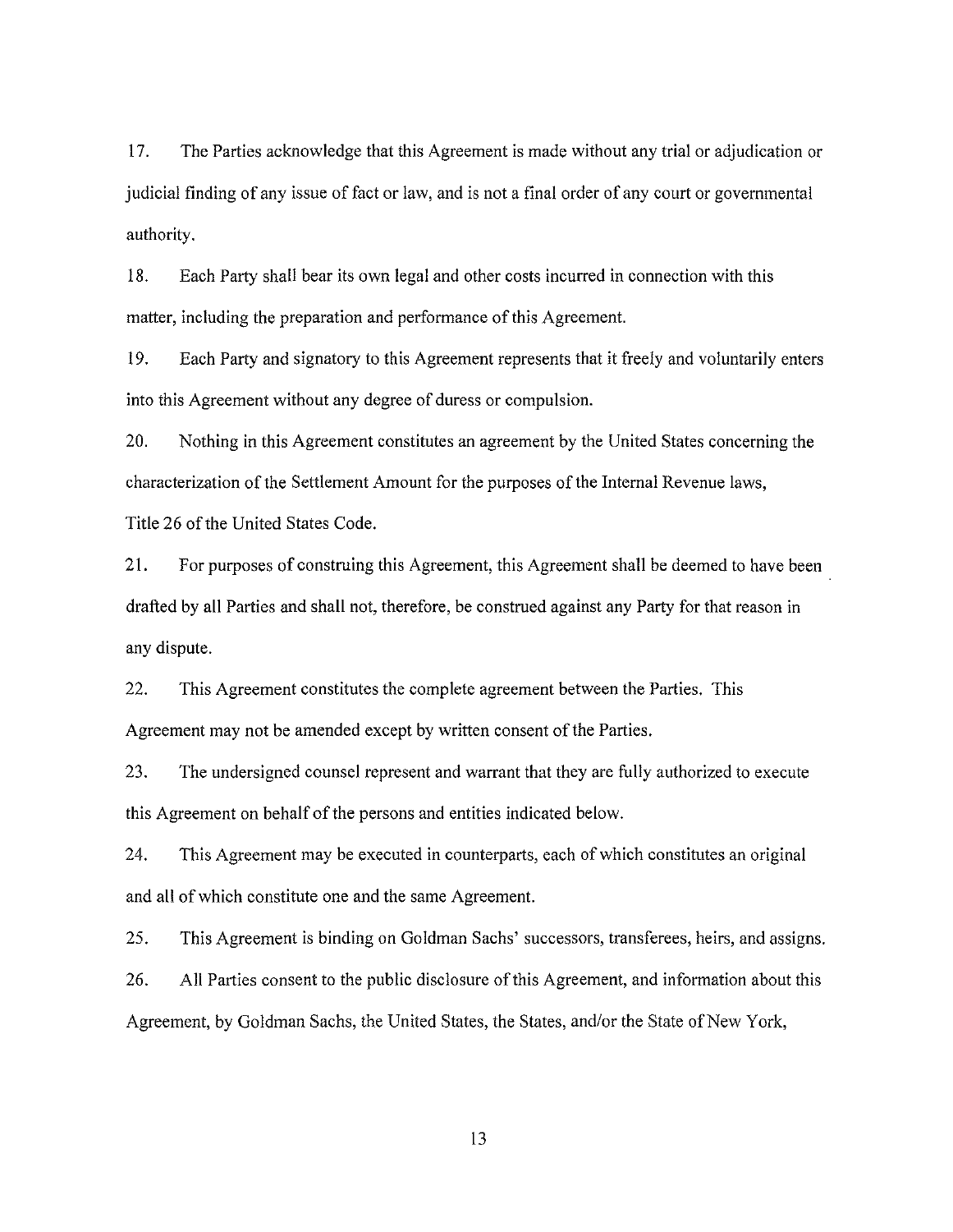17. The Parties acknowledge that this Agreement is made without any trial or adjudication or judicial finding of any issue of fact or law, and is not a final order of any court or governmental authority.

18. Each Party shall bear its own legal and other costs incurred in connection with this matter, including the preparation and performance of this Agreement.

19. Each Party and signatory to this Agreement represents that it freely and voluntarily enters into this Agreement without any degree of duress or compulsion.

20. Nothing in this Agreement constitutes an agreement by the United States concerning the characterization of the Settlement Amount for the purposes of the Internal Revenue laws, Title 26 of the United States Code.

21. For purposes of construing this Agreement, this Agreement shall be deemed to have been drafted by all Parties and shall not, therefore, be construed against any Party for that reason in any dispute.

22. This Agreement constitutes the complete agreement between the Parties. This Agreement may not be amended except by written consent of the Parties.

23. The undersigned counsel represent and warrant that they are fully authorized to execute this Agreement on behalf of the persons and entities indicated below.

24. This Agreement may be executed in counterparts, each of which constitutes an original and all of which constitute one and the same Agreement.

25. This Agreement is binding on Goldman Sachs' successors, transferees, heirs, and assigns.

26. All Parties consent to the public disclosure of this Agreement, and information about this Agreement, by Goldman Sachs, the United States, the States, and/or the State of New York,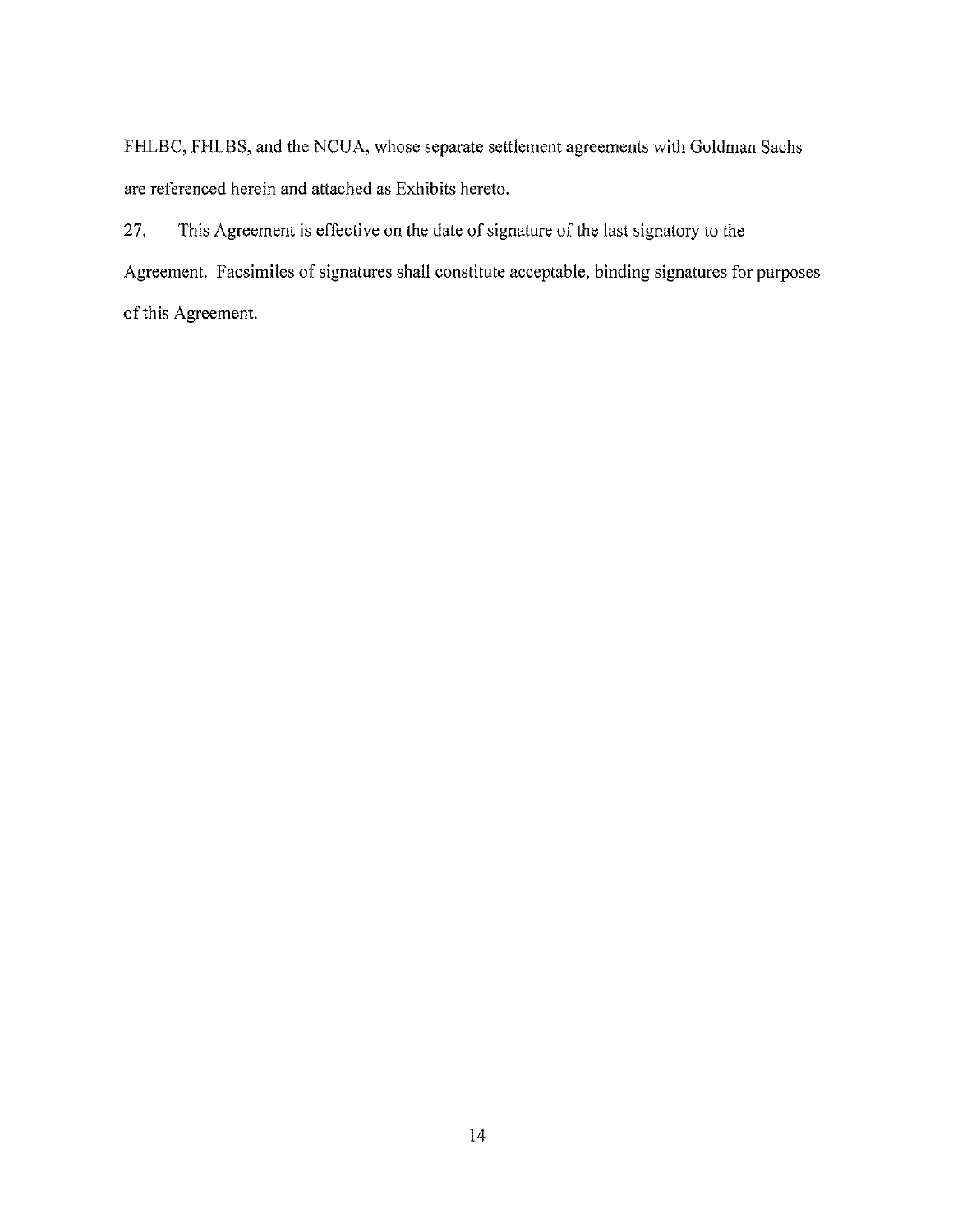FHLBC, FHLBS, and the NCUA, whose separate settlement agreements with Goldman Sachs are referenced herein and attached as Exhibits hereto.

27. This Agreement is effective on the date of signature of the last signatory to the Agreement. Facsimiles of signatures shall constitute acceptable, binding signatures for purposes of this Agreement.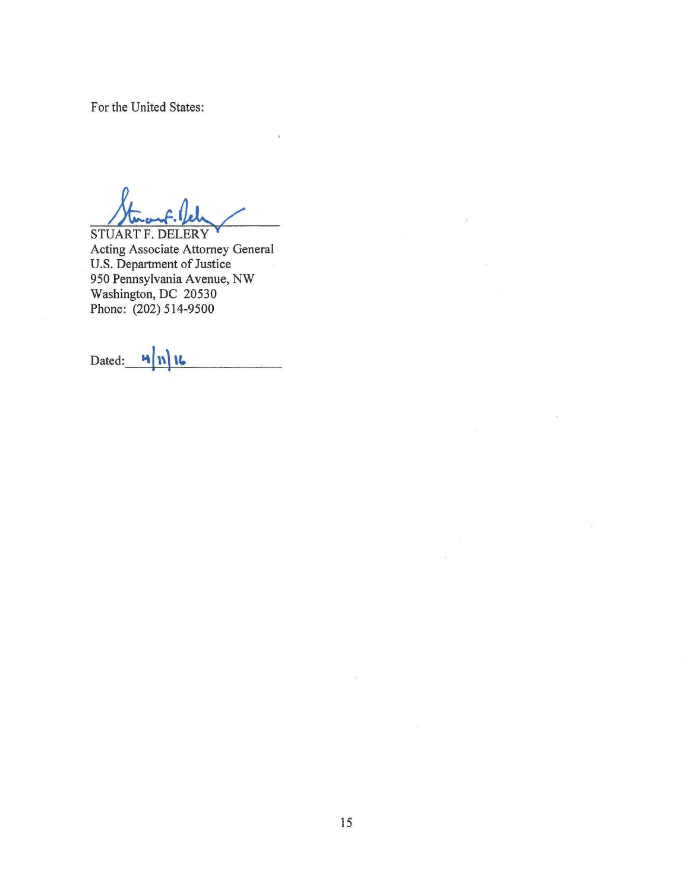For the United States:

STUART F. DELERY
Acting Associate Attorney General
U.S. Department of Justice
950 Pennsylvania Avenue, NW
Washington, DC 20530
Phone: (202) 514-9500

Dated: 4/11/16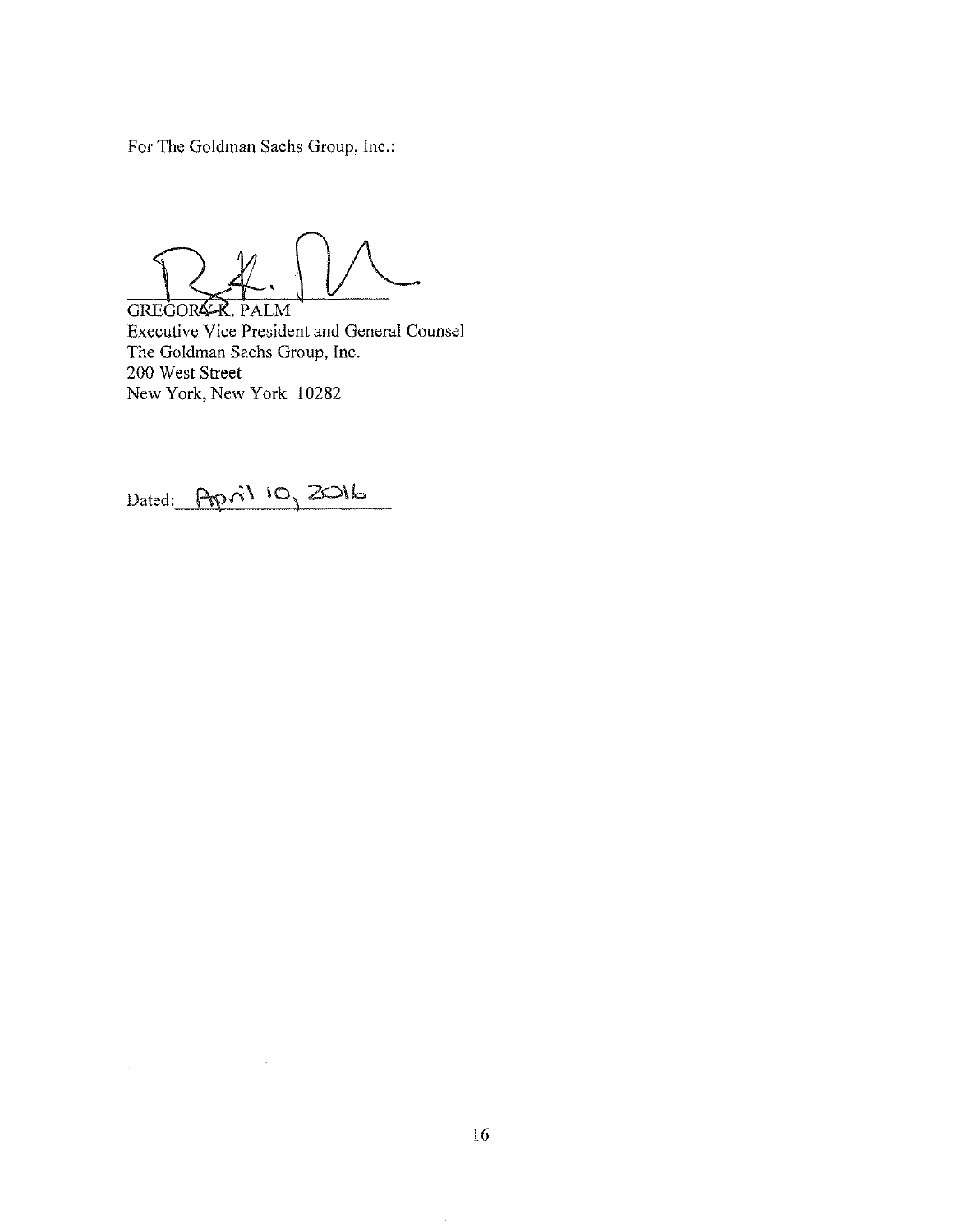For The Goldman Sachs Group, Inc.:

GREGORY K. PALM
Executive Vice President and General Counsel
The Goldman Sachs Group, Inc.
200 West Street
New York, New York 10282

Dated: April 10, 2016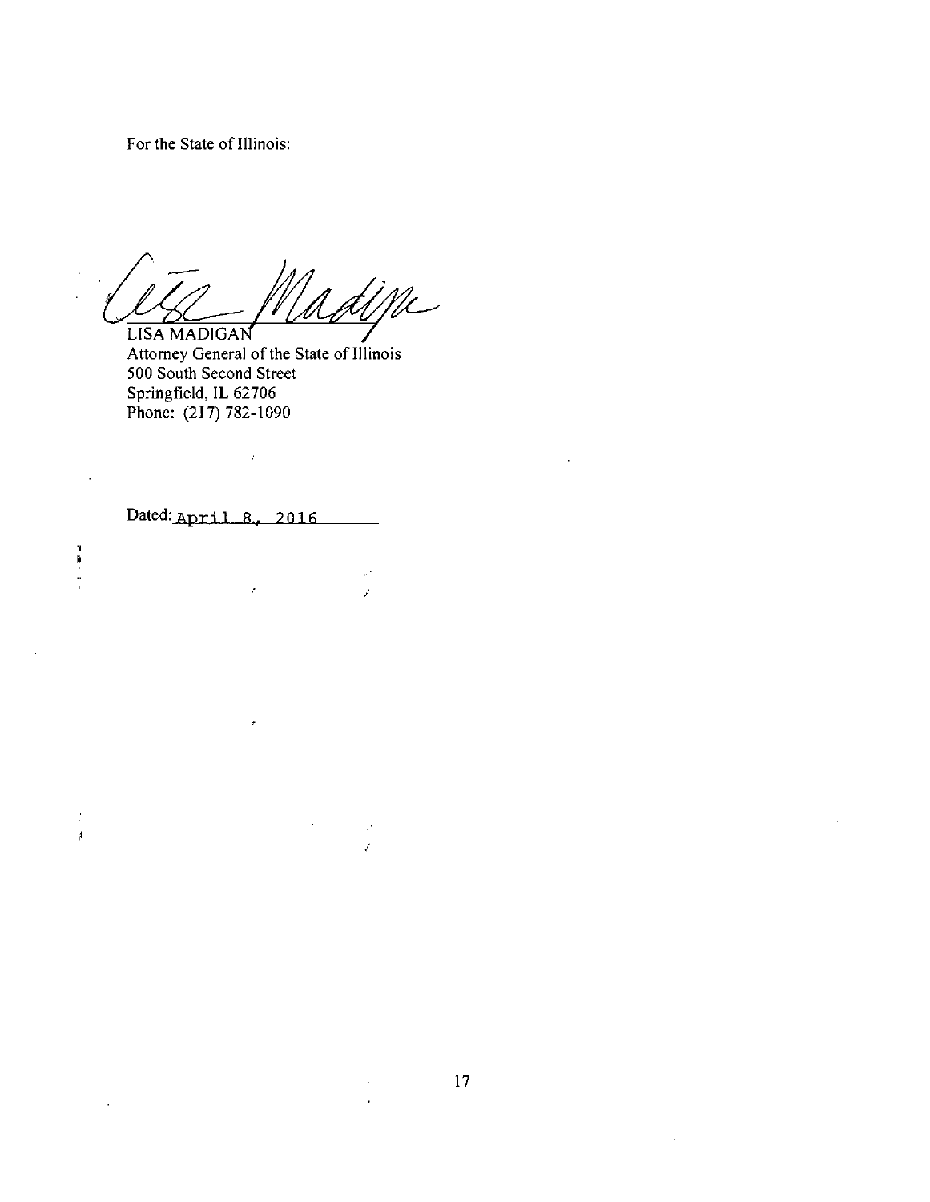For the State of Illinois:

LISA MADIGAN
Attorney General of the State of Illinois
500 South Second Street
Springfield, IL 62706
Phone: (217) 782-1090

Dated: April 8, 2016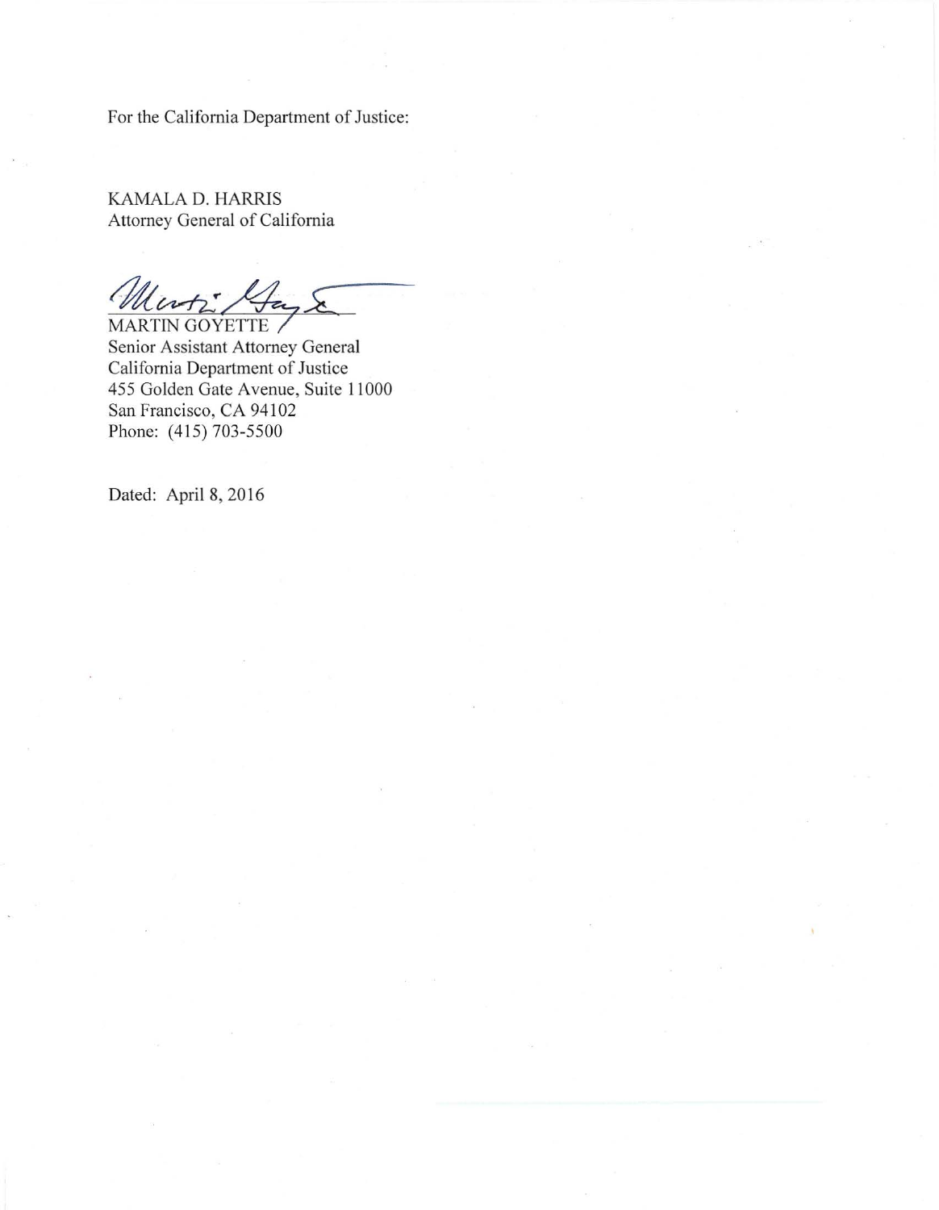For the California Department of Justice:

KAMALA D. HARRIS
Attorney General of California

MARTIN GOYETTE
Senior Assistant Attorney General
California Department of Justice
455 Golden Gate Avenue, Suite 11000
San Francisco, CA 94102
Phone: (415) 703-5500

Dated: April 8, 2016